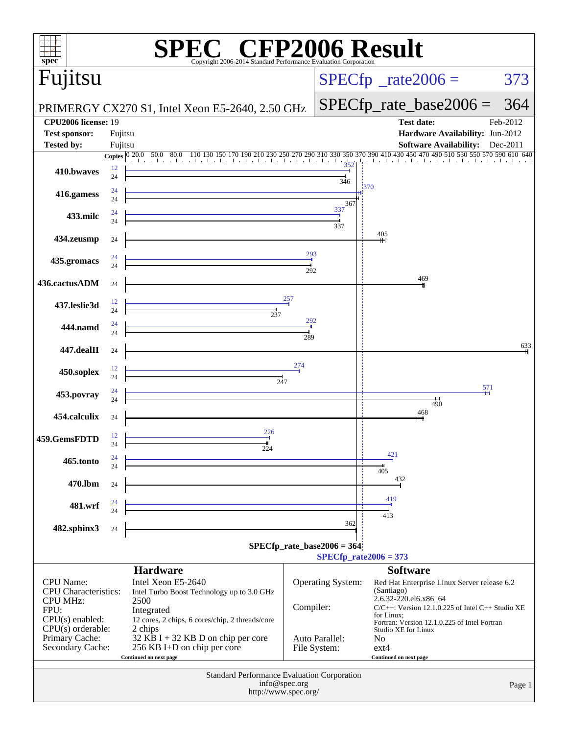# SPEC® CFP2006 Result

Copyright 2006-2014 Standard Performance Evaluation Corporation

**Fujitsu**

PRIMERGY CX270 S1, Intel Xeon E5-2640, 2.50 GHz

SPECfp_rate2006 = 373

SPECfp_rate_base2006 = 364

| | | | |
|---|---|---|---|
| **CPU2006 license:** 19 | | **Test date:** | Feb-2012 |
| **Test sponsor:** | Fujitsu | **Hardware Availability:** | Jun-2012 |
| **Tested by:** | Fujitsu | **Software Availability:** | Dec-2011 |

| Benchmark | Copies (peak) | Peak | Copies (base) | Base |
|---|---|---|---|---|
| 410.bwaves | 12 | 352 | 24 | 346 |
| 416.gamess | 24 | 370 | 24 | 367 |
| 433.milc | 24 | 337 | 24 | 337 |
| 434.zeusmp | | | 24 | 405 |
| 435.gromacs | 24 | 293 | 24 | 292 |
| 436.cactusADM | | | 24 | 469 |
| 437.leslie3d | 12 | 257 | 24 | 237 |
| 444.namd | 24 | 292 | 24 | 289 |
| 447.dealII | | | 24 | 633 |
| 450.soplex | 12 | 274 | 24 | 247 |
| 453.povray | 24 | 571 | 24 | 490 |
| 454.calculix | | | 24 | 468 |
| 459.GemsFDTD | 12 | 226 | 24 | 224 |
| 465.tonto | 24 | 421 | 24 | 405 |
| 470.lbm | | | 24 | 432 |
| 481.wrf | 24 | 419 | 24 | 413 |
| 482.sphinx3 | | | 24 | 362 |

SPECfp_rate_base2006 = 364

SPECfp_rate2006 = 373

## Hardware

| | |
|---|---|
| CPU Name: | Intel Xeon E5-2640 |
| CPU Characteristics: | Intel Turbo Boost Technology up to 3.0 GHz |
| CPU MHz: | 2500 |
| FPU: | Integrated |
| CPU(s) enabled: | 12 cores, 2 chips, 6 cores/chip, 2 threads/core |
| CPU(s) orderable: | 2 chips |
| Primary Cache: | 32 KB I + 32 KB D on chip per core |
| Secondary Cache: | 256 KB I+D on chip per core |

Continued on next page

## Software

| | |
|---|---|
| Operating System: | Red Hat Enterprise Linux Server release 6.2 (Santiago) 2.6.32-220.el6.x86_64 |
| Compiler: | C/C++: Version 12.1.0.225 of Intel C++ Studio XE for Linux; Fortran: Version 12.1.0.225 of Intel Fortran Studio XE for Linux |
| Auto Parallel: | No |
| File System: | ext4 |

Continued on next page

Standard Performance Evaluation Corporation
info@spec.org
http://www.spec.org/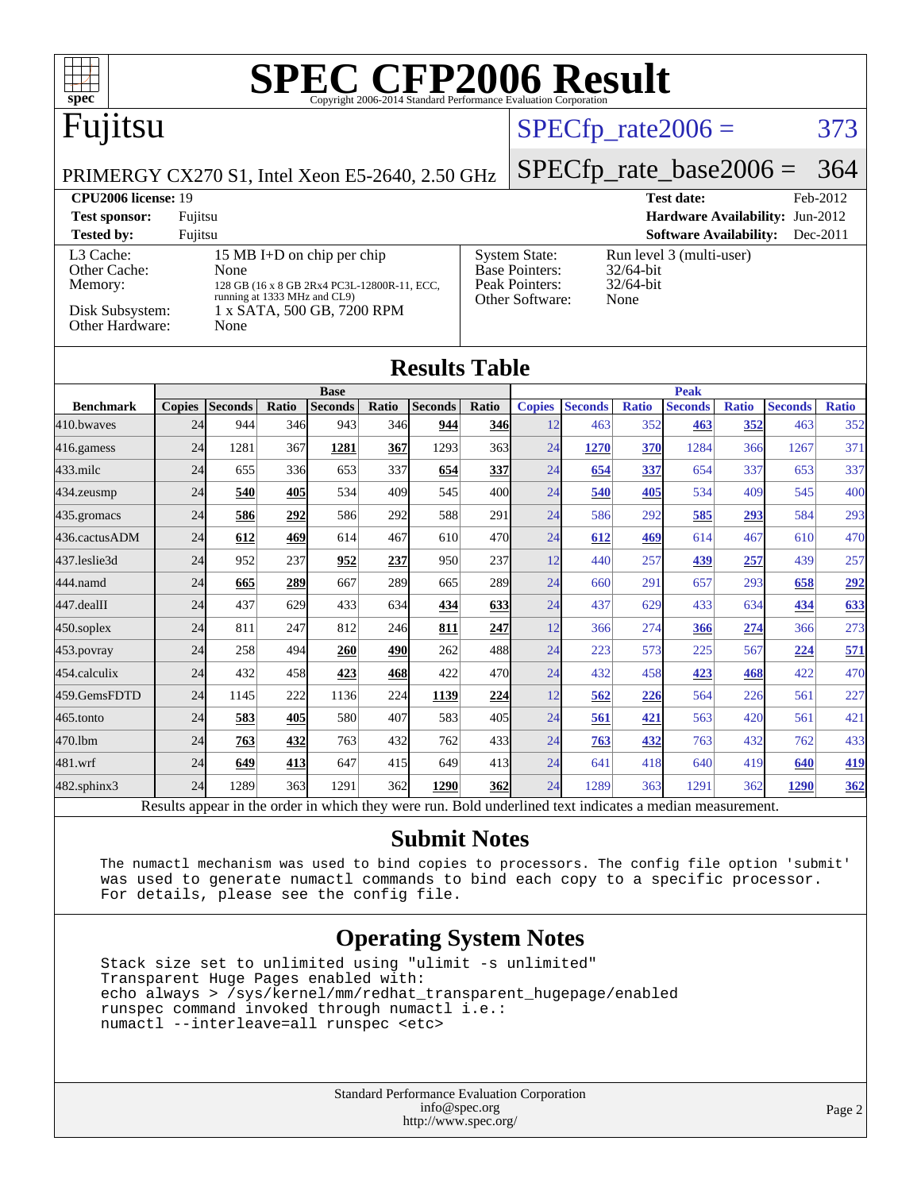# SPEC CFP2006 Result

Copyright 2006-2014 Standard Performance Evaluation Corporation

## Fujitsu

PRIMERGY CX270 S1, Intel Xeon E5-2640, 2.50 GHz

SPECfp_rate2006 = 373

SPECfp_rate_base2006 = 364

| | | | |
|---|---|---|---|
| **CPU2006 license:** 19 | | **Test date:** | Feb-2012 |
| **Test sponsor:** | Fujitsu | **Hardware Availability:** | Jun-2012 |
| **Tested by:** | Fujitsu | **Software Availability:** | Dec-2011 |

| | |
|---|---|
| L3 Cache: | 15 MB I+D on chip per chip |
| Other Cache: | None |
| Memory: | 128 GB (16 x 8 GB 2Rx4 PC3L-12800R-11, ECC, running at 1333 MHz and CL9) |
| Disk Subsystem: | 1 x SATA, 500 GB, 7200 RPM |
| Other Hardware: | None |

| | |
|---|---|
| System State: | Run level 3 (multi-user) |
| Base Pointers: | 32/64-bit |
| Peak Pointers: | 32/64-bit |
| Other Software: | None |

## Results Table

| | Base | | | | | | | Peak | | | | | | |
|---|---|---|---|---|---|---|---|---|---|---|---|---|---|---|
| **Benchmark** | **Copies** | **Seconds** | **Ratio** | **Seconds** | **Ratio** | **Seconds** | **Ratio** | **Copies** | **Seconds** | **Ratio** | **Seconds** | **Ratio** | **Seconds** | **Ratio** |
| 410.bwaves | 24 | 944 | 346 | 943 | 346 | **944** | **346** | 12 | 463 | 352 | **463** | **352** | 463 | 352 |
| 416.gamess | 24 | 1281 | 367 | **1281** | **367** | 1293 | 363 | 24 | **1270** | **370** | 1284 | 366 | 1267 | 371 |
| 433.milc | 24 | 655 | 336 | 653 | 337 | **654** | **337** | 24 | **654** | **337** | 654 | 337 | 653 | 337 |
| 434.zeusmp | 24 | **540** | **405** | 534 | 409 | 545 | 400 | 24 | **540** | **405** | 534 | 409 | 545 | 400 |
| 435.gromacs | 24 | **586** | **292** | 586 | 292 | 588 | 291 | 24 | 586 | 292 | **585** | **293** | 584 | 293 |
| 436.cactusADM | 24 | **612** | **469** | 614 | 467 | 610 | 470 | 24 | **612** | **469** | 614 | 467 | 610 | 470 |
| 437.leslie3d | 24 | 952 | 237 | **952** | **237** | 950 | 237 | 12 | 440 | 257 | **439** | **257** | 439 | 257 |
| 444.namd | 24 | **665** | **289** | 667 | 289 | 665 | 289 | 24 | 660 | 291 | 657 | 293 | **658** | **292** |
| 447.dealII | 24 | 437 | 629 | 433 | 634 | **434** | **633** | 24 | 437 | 629 | 433 | 634 | **434** | **633** |
| 450.soplex | 24 | 811 | 247 | 812 | 246 | **811** | **247** | 12 | 366 | 274 | **366** | **274** | 366 | 273 |
| 453.povray | 24 | 258 | 494 | **260** | **490** | 262 | 488 | 24 | 223 | 573 | 225 | 567 | **224** | **571** |
| 454.calculix | 24 | 432 | 458 | **423** | **468** | 422 | 470 | 24 | 432 | 458 | **423** | **468** | 422 | 470 |
| 459.GemsFDTD | 24 | 1145 | 222 | 1136 | 224 | **1139** | **224** | 12 | **562** | **226** | 564 | 226 | 561 | 227 |
| 465.tonto | 24 | **583** | **405** | 580 | 407 | 583 | 405 | 24 | **561** | **421** | 563 | 420 | 561 | 421 |
| 470.lbm | 24 | **763** | **432** | 763 | 432 | 762 | 433 | 24 | **763** | **432** | 763 | 432 | 762 | 433 |
| 481.wrf | 24 | **649** | **413** | 647 | 415 | 649 | 413 | 24 | 641 | 418 | 640 | 419 | **640** | **419** |
| 482.sphinx3 | 24 | 1289 | 363 | 1291 | 362 | **1290** | **362** | 24 | 1289 | 363 | 1291 | 362 | **1290** | **362** |

Results appear in the order in which they were run. Bold underlined text indicates a median measurement.

## Submit Notes

```
The numactl mechanism was used to bind copies to processors. The config file option 'submit'
was used to generate numactl commands to bind each copy to a specific processor.
For details, please see the config file.
```

## Operating System Notes

```
Stack size set to unlimited using "ulimit -s unlimited"
Transparent Huge Pages enabled with:
echo always > /sys/kernel/mm/redhat_transparent_hugepage/enabled
runspec command invoked through numactl i.e.:
numactl --interleave=all runspec <etc>
```

Standard Performance Evaluation Corporation
info@spec.org
http://www.spec.org/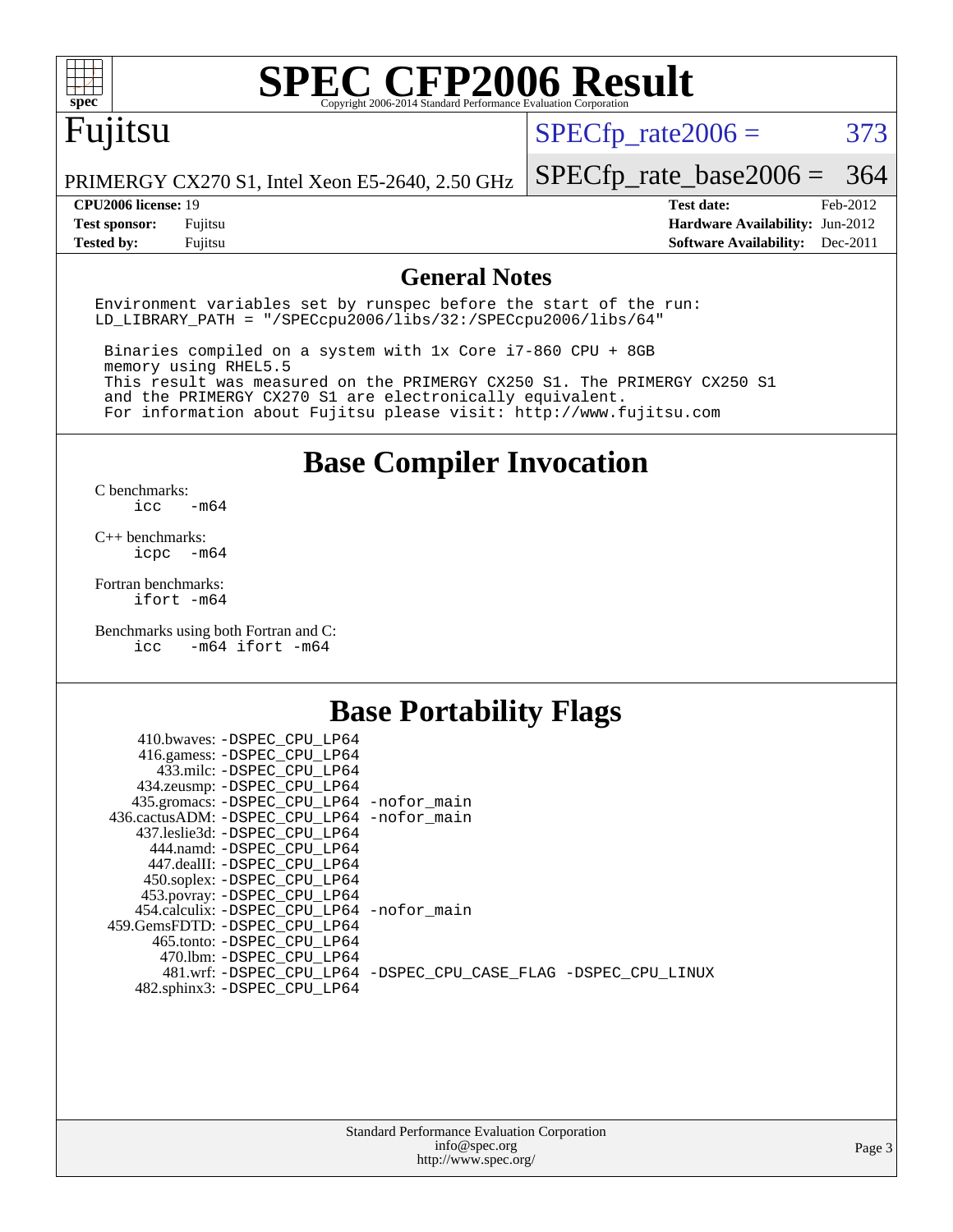# SPEC CFP2006 Result

Copyright 2006-2014 Standard Performance Evaluation Corporation

## Fujitsu

PRIMERGY CX270 S1, Intel Xeon E5-2640, 2.50 GHz

SPECfp_rate2006 = 373

SPECfp_rate_base2006 = 364

| | | | |
|---|---|---|---|
| **CPU2006 license:** | 19 | **Test date:** | Feb-2012 |
| **Test sponsor:** | Fujitsu | **Hardware Availability:** | Jun-2012 |
| **Tested by:** | Fujitsu | **Software Availability:** | Dec-2011 |

## General Notes

```
Environment variables set by runspec before the start of the run:
LD_LIBRARY_PATH = "/SPECcpu2006/libs/32:/SPECcpu2006/libs/64"

 Binaries compiled on a system with 1x Core i7-860 CPU + 8GB
 memory using RHEL5.5
 This result was measured on the PRIMERGY CX250 S1. The PRIMERGY CX250 S1
 and the PRIMERGY CX270 S1 are electronically equivalent.
 For information about Fujitsu please visit: http://www.fujitsu.com
```

## Base Compiler Invocation

C benchmarks:
```
icc   -m64
```

C++ benchmarks:
```
icpc  -m64
```

Fortran benchmarks:
```
ifort -m64
```

Benchmarks using both Fortran and C:
```
icc   -m64 ifort -m64
```

## Base Portability Flags

```
     410.bwaves: -DSPEC_CPU_LP64
     416.gamess: -DSPEC_CPU_LP64
       433.milc: -DSPEC_CPU_LP64
     434.zeusmp: -DSPEC_CPU_LP64
    435.gromacs: -DSPEC_CPU_LP64 -nofor_main
 436.cactusADM: -DSPEC_CPU_LP64 -nofor_main
    437.leslie3d: -DSPEC_CPU_LP64
       444.namd: -DSPEC_CPU_LP64
     447.dealII: -DSPEC_CPU_LP64
     450.soplex: -DSPEC_CPU_LP64
     453.povray: -DSPEC_CPU_LP64
   454.calculix: -DSPEC_CPU_LP64 -nofor_main
  459.GemsFDTD: -DSPEC_CPU_LP64
      465.tonto: -DSPEC_CPU_LP64
        470.lbm: -DSPEC_CPU_LP64
        481.wrf: -DSPEC_CPU_LP64 -DSPEC_CPU_CASE_FLAG -DSPEC_CPU_LINUX
    482.sphinx3: -DSPEC_CPU_LP64
```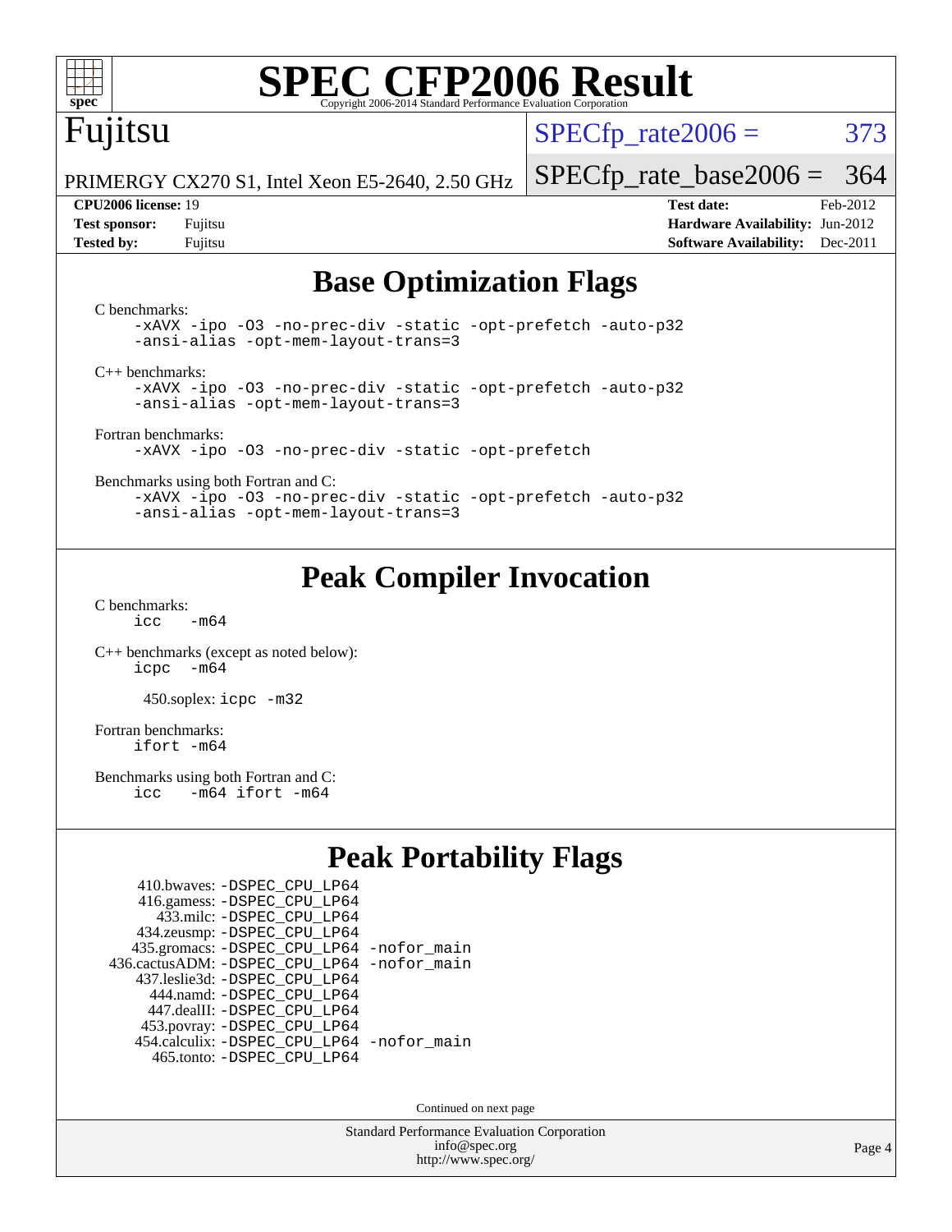# SPEC CFP2006 Result

Copyright 2006-2014 Standard Performance Evaluation Corporation

## Fujitsu

PRIMERGY CX270 S1, Intel Xeon E5-2640, 2.50 GHz

SPECfp_rate2006 = 373

SPECfp_rate_base2006 = 364

**CPU2006 license:** 19
**Test sponsor:** Fujitsu
**Tested by:** Fujitsu

**Test date:** Feb-2012
**Hardware Availability:** Jun-2012
**Software Availability:** Dec-2011

## Base Optimization Flags

C benchmarks:

```
-xAVX -ipo -O3 -no-prec-div -static -opt-prefetch -auto-p32
-ansi-alias -opt-mem-layout-trans=3
```

C++ benchmarks:

```
-xAVX -ipo -O3 -no-prec-div -static -opt-prefetch -auto-p32
-ansi-alias -opt-mem-layout-trans=3
```

Fortran benchmarks:

```
-xAVX -ipo -O3 -no-prec-div -static -opt-prefetch
```

Benchmarks using both Fortran and C:

```
-xAVX -ipo -O3 -no-prec-div -static -opt-prefetch -auto-p32
-ansi-alias -opt-mem-layout-trans=3
```

## Peak Compiler Invocation

C benchmarks:

```
icc  -m64
```

C++ benchmarks (except as noted below):

```
icpc  -m64
```

450.soplex: `icpc -m32`

Fortran benchmarks:

```
ifort -m64
```

Benchmarks using both Fortran and C:

```
icc  -m64 ifort -m64
```

## Peak Portability Flags

410.bwaves: -DSPEC_CPU_LP64
416.gamess: -DSPEC_CPU_LP64
433.milc: -DSPEC_CPU_LP64
434.zeusmp: -DSPEC_CPU_LP64
435.gromacs: -DSPEC_CPU_LP64 -nofor_main
436.cactusADM: -DSPEC_CPU_LP64 -nofor_main
437.leslie3d: -DSPEC_CPU_LP64
444.namd: -DSPEC_CPU_LP64
447.dealII: -DSPEC_CPU_LP64
453.povray: -DSPEC_CPU_LP64
454.calculix: -DSPEC_CPU_LP64 -nofor_main
465.tonto: -DSPEC_CPU_LP64

Continued on next page

Standard Performance Evaluation Corporation
info@spec.org
http://www.spec.org/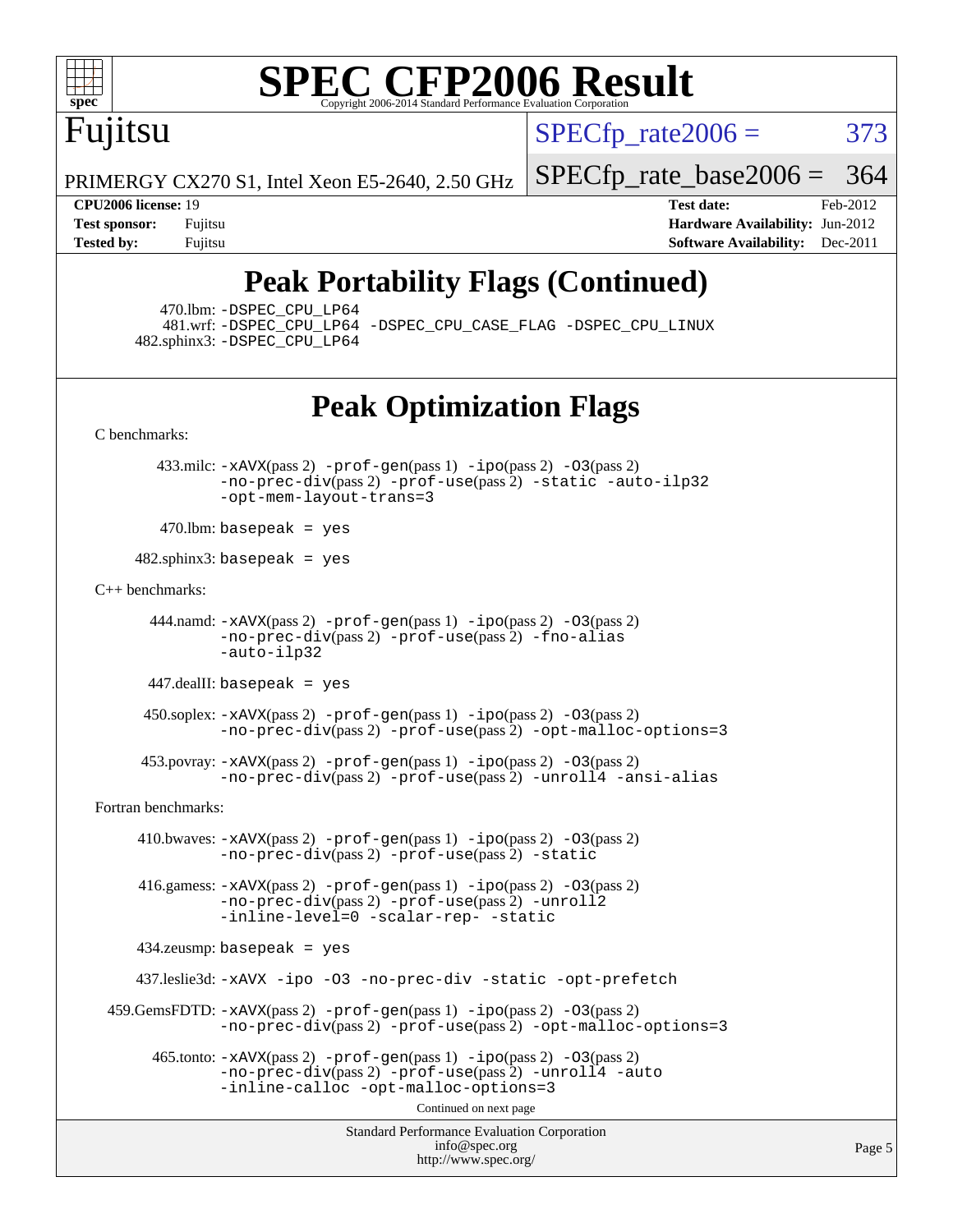# SPEC CFP2006 Result

Copyright 2006-2014 Standard Performance Evaluation Corporation

Fujitsu

PRIMERGY CX270 S1, Intel Xeon E5-2640, 2.50 GHz

SPECfp_rate2006 = 373

SPECfp_rate_base2006 = 364

**CPU2006 license:** 19 **Test date:** Feb-2012

**Test sponsor:** Fujitsu **Hardware Availability:** Jun-2012

**Tested by:** Fujitsu **Software Availability:** Dec-2011

## Peak Portability Flags (Continued)

470.lbm: -DSPEC_CPU_LP64

481.wrf: -DSPEC_CPU_LP64 -DSPEC_CPU_CASE_FLAG -DSPEC_CPU_LINUX

482.sphinx3: -DSPEC_CPU_LP64

## Peak Optimization Flags

C benchmarks:

433.milc: -xAVX(pass 2) -prof-gen(pass 1) -ipo(pass 2) -O3(pass 2) -no-prec-div(pass 2) -prof-use(pass 2) -static -auto-ilp32 -opt-mem-layout-trans=3

470.lbm: basepeak = yes

482.sphinx3: basepeak = yes

C++ benchmarks:

444.namd: -xAVX(pass 2) -prof-gen(pass 1) -ipo(pass 2) -O3(pass 2) -no-prec-div(pass 2) -prof-use(pass 2) -fno-alias -auto-ilp32

447.dealII: basepeak = yes

450.soplex: -xAVX(pass 2) -prof-gen(pass 1) -ipo(pass 2) -O3(pass 2) -no-prec-div(pass 2) -prof-use(pass 2) -opt-malloc-options=3

453.povray: -xAVX(pass 2) -prof-gen(pass 1) -ipo(pass 2) -O3(pass 2) -no-prec-div(pass 2) -prof-use(pass 2) -unroll4 -ansi-alias

Fortran benchmarks:

410.bwaves: -xAVX(pass 2) -prof-gen(pass 1) -ipo(pass 2) -O3(pass 2) -no-prec-div(pass 2) -prof-use(pass 2) -static

416.gamess: -xAVX(pass 2) -prof-gen(pass 1) -ipo(pass 2) -O3(pass 2) -no-prec-div(pass 2) -prof-use(pass 2) -unroll2 -inline-level=0 -scalar-rep- -static

434.zeusmp: basepeak = yes

437.leslie3d: -xAVX -ipo -O3 -no-prec-div -static -opt-prefetch

459.GemsFDTD: -xAVX(pass 2) -prof-gen(pass 1) -ipo(pass 2) -O3(pass 2) -no-prec-div(pass 2) -prof-use(pass 2) -opt-malloc-options=3

465.tonto: -xAVX(pass 2) -prof-gen(pass 1) -ipo(pass 2) -O3(pass 2) -no-prec-div(pass 2) -prof-use(pass 2) -unroll4 -auto -inline-calloc -opt-malloc-options=3

Continued on next page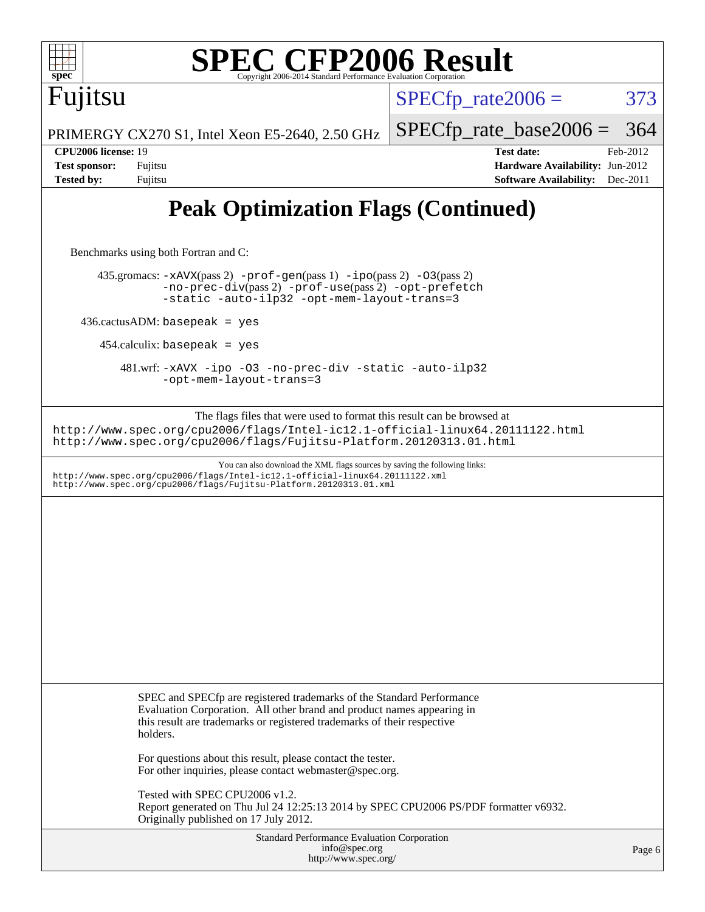# SPEC CFP2006 Result

Copyright 2006-2014 Standard Performance Evaluation Corporation

Fujitsu

PRIMERGY CX270 S1, Intel Xeon E5-2640, 2.50 GHz

SPECfp_rate2006 = 373

SPECfp_rate_base2006 = 364

**CPU2006 license:** 19
**Test sponsor:** Fujitsu
**Tested by:** Fujitsu

**Test date:** Feb-2012
**Hardware Availability:** Jun-2012
**Software Availability:** Dec-2011

## Peak Optimization Flags (Continued)

Benchmarks using both Fortran and C:

435.gromacs: -xAVX(pass 2) -prof-gen(pass 1) -ipo(pass 2) -O3(pass 2) -no-prec-div(pass 2) -prof-use(pass 2) -opt-prefetch -static -auto-ilp32 -opt-mem-layout-trans=3

436.cactusADM: basepeak = yes

454.calculix: basepeak = yes

481.wrf: -xAVX -ipo -O3 -no-prec-div -static -auto-ilp32 -opt-mem-layout-trans=3

The flags files that were used to format this result can be browsed at
http://www.spec.org/cpu2006/flags/Intel-ic12.1-official-linux64.20111122.html
http://www.spec.org/cpu2006/flags/Fujitsu-Platform.20120313.01.html

You can also download the XML flags sources by saving the following links:
http://www.spec.org/cpu2006/flags/Intel-ic12.1-official-linux64.20111122.xml
http://www.spec.org/cpu2006/flags/Fujitsu-Platform.20120313.01.xml

SPEC and SPECfp are registered trademarks of the Standard Performance Evaluation Corporation. All other brand and product names appearing in this result are trademarks or registered trademarks of their respective holders.

For questions about this result, please contact the tester.
For other inquiries, please contact webmaster@spec.org.

Tested with SPEC CPU2006 v1.2.
Report generated on Thu Jul 24 12:25:13 2014 by SPEC CPU2006 PS/PDF formatter v6932.
Originally published on 17 July 2012.

Standard Performance Evaluation Corporation
info@spec.org
http://www.spec.org/